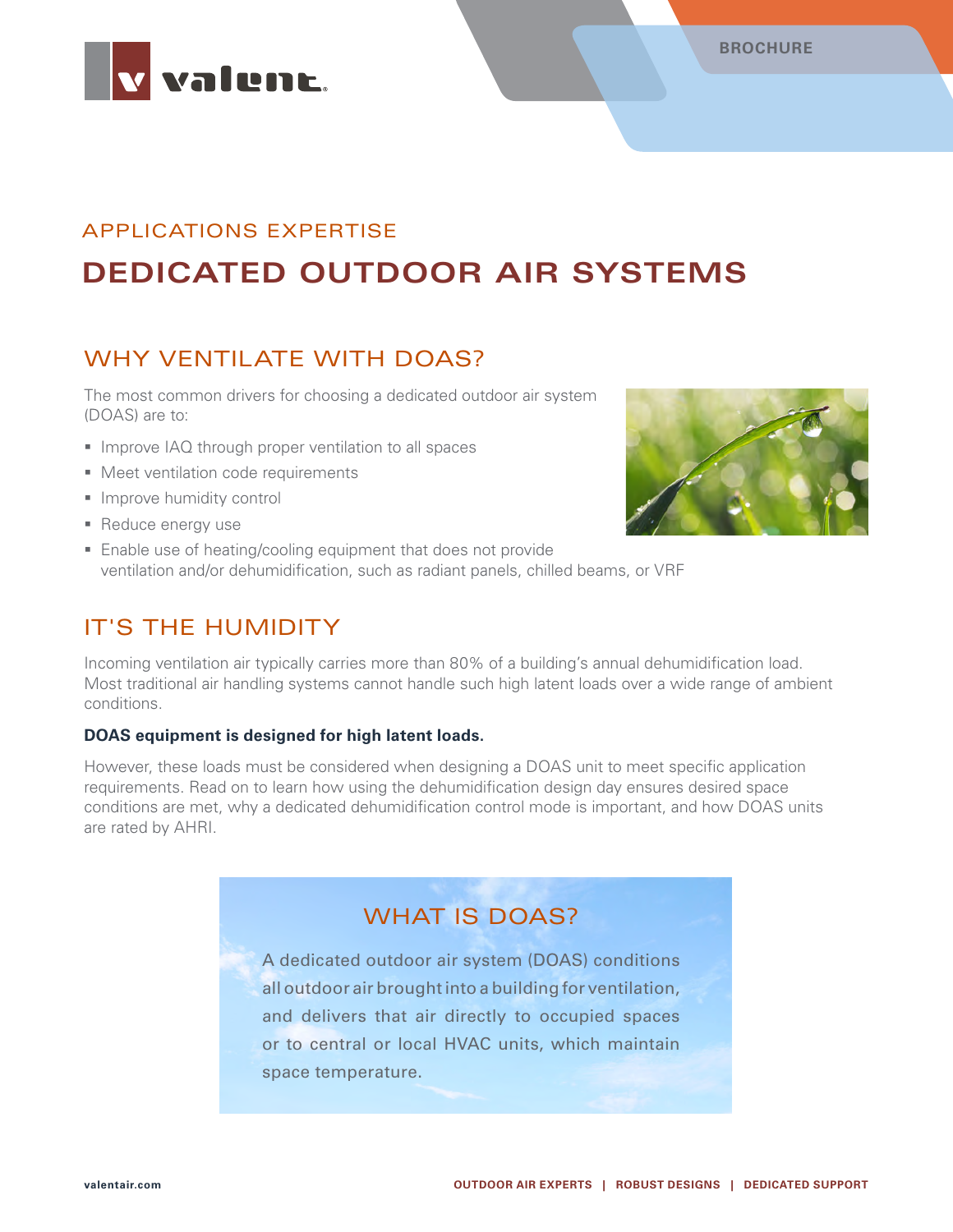BROCHURE

APPLICATIONS EXPERTISE

# DEDICATED OUTDOOR AIR SYSTEMS

## WHY VENTILATE WITH DOAS?

The most common drivers for choosing a dedicated outdoor air system (DOAS) are to:

- Improve IAQ through proper ventilation to all spaces
- Meet ventilation code requirements
- Improve humidity control
- Reduce energy use
- Enable use of heating/cooling equipment that does not provide ventilation and/or dehumidification, such as radiant panels, chilled beams, or VRF

## IT'S THE HUMIDITY

Incoming ventilation air typically carries more than 80% of a building's annual dehumidification load. Most traditional air handling systems cannot handle such high latent loads over a wide range of ambient conditions.

**DOAS equipment is designed for high latent loads.**

However, these loads must be considered when designing a DOAS unit to meet specific application requirements. Read on to learn how using the dehumidification design day ensures desired space conditions are met, why a dedicated dehumidification control mode is important, and how DOAS units are rated by AHRI.

### WHAT IS DOAS?

A dedicated outdoor air system (DOAS) conditions all outdoor air brought into a building for ventilation, and delivers that air directly to occupied spaces or to central or local HVAC units, which maintain space temperature.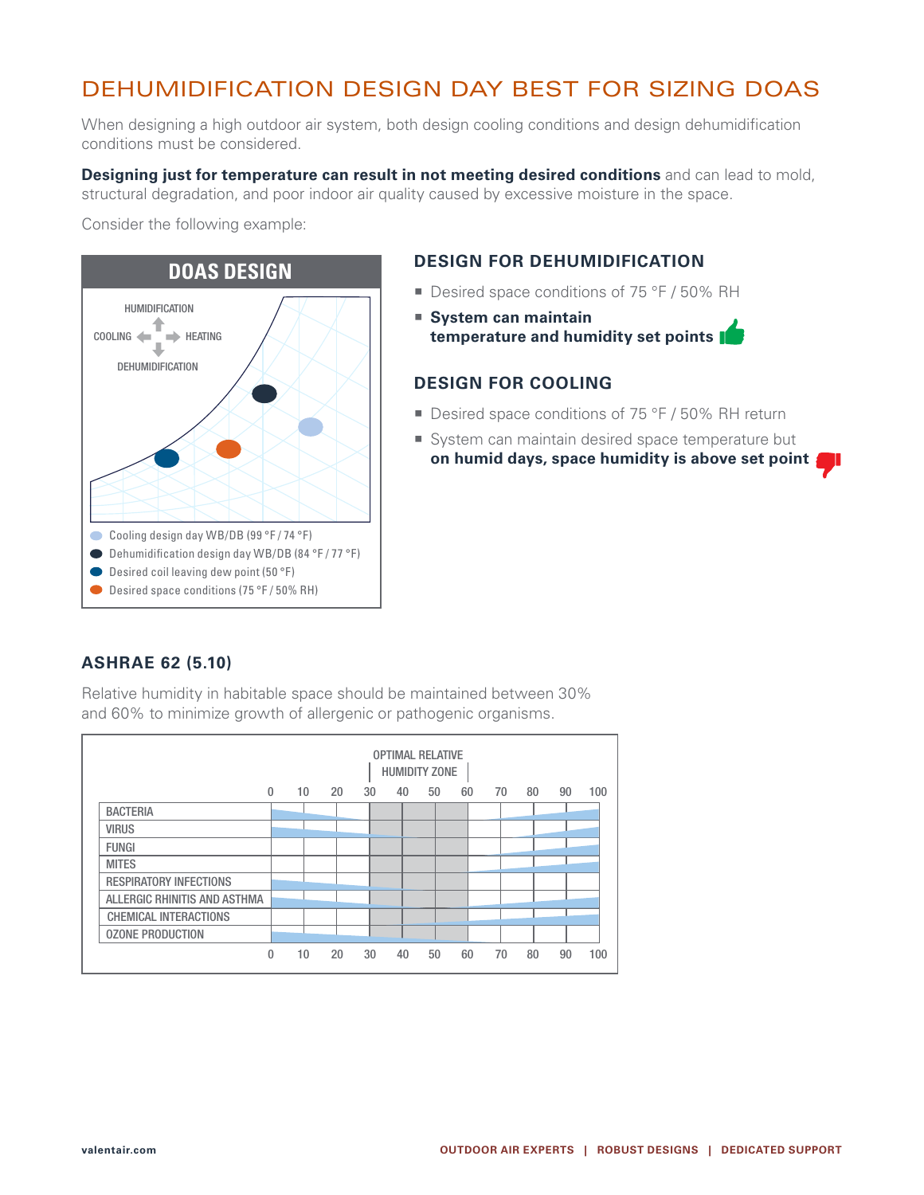# DEHUMIDIFICATION DESIGN DAY BEST FOR SIZING DOAS

When designing a high outdoor air system, both design cooling conditions and design dehumidification conditions must be considered.

**Designing just for temperature can result in not meeting desired conditions** and can lead to mold, structural degradation, and poor indoor air quality caused by excessive moisture in the space.

Consider the following example:

**DOAS DESIGN**

HUMIDIFICATION
COOLING
HEATING
DEHUMIDIFICATION

- Cooling design day WB/DB (99 °F / 74 °F)
- Dehumidification design day WB/DB (84 °F / 77 °F)
- Desired coil leaving dew point (50 °F)
- Desired space conditions (75 °F / 50% RH)

## DESIGN FOR DEHUMIDIFICATION

- Desired space conditions of 75 °F / 50% RH
- **System can maintain temperature and humidity set points**

## DESIGN FOR COOLING

- Desired space conditions of 75 °F / 50% RH return
- System can maintain desired space temperature but **on humid days, space humidity is above set point**

## ASHRAE 62 (5.10)

Relative humidity in habitable space should be maintained between 30% and 60% to minimize growth of allergenic or pathogenic organisms.

OPTIMAL RELATIVE HUMIDITY ZONE (30–60)

| | 0 | 10 | 20 | 30 | 40 | 50 | 60 | 70 | 80 | 90 | 100 |
|---|---|---|---|---|---|---|---|---|---|---|---|
| BACTERIA | | | | | | | | | | | |
| VIRUS | | | | | | | | | | | |
| FUNGI | | | | | | | | | | | |
| MITES | | | | | | | | | | | |
| RESPIRATORY INFECTIONS | | | | | | | | | | | |
| ALLERGIC RHINITIS AND ASTHMA | | | | | | | | | | | |
| CHEMICAL INTERACTIONS | | | | | | | | | | | |
| OZONE PRODUCTION | | | | | | | | | | | |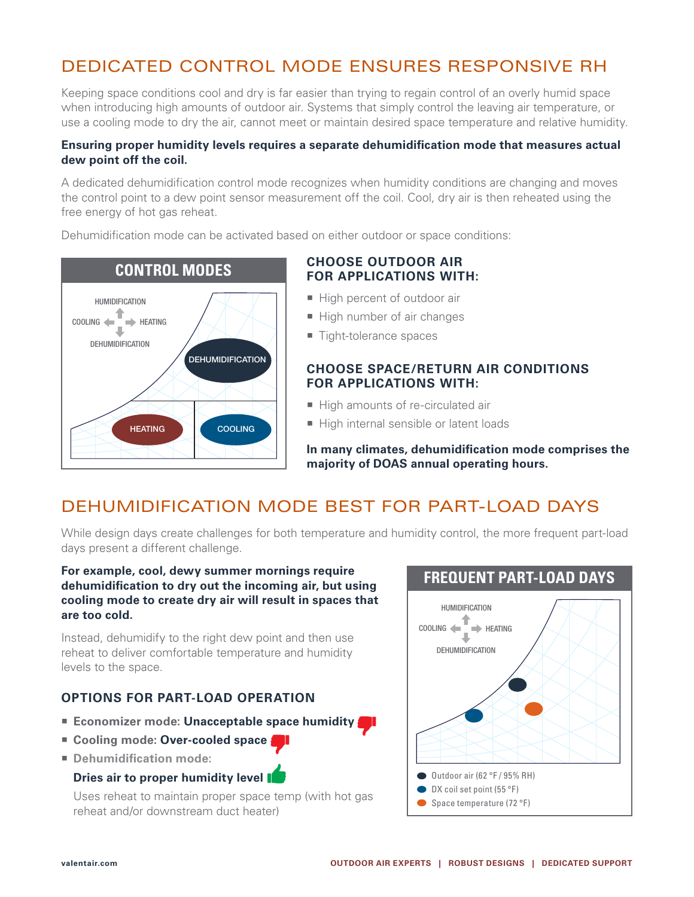# DEDICATED CONTROL MODE ENSURES RESPONSIVE RH

Keeping space conditions cool and dry is far easier than trying to regain control of an overly humid space when introducing high amounts of outdoor air. Systems that simply control the leaving air temperature, or use a cooling mode to dry the air, cannot meet or maintain desired space temperature and relative humidity.

**Ensuring proper humidity levels requires a separate dehumidification mode that measures actual dew point off the coil.**

A dedicated dehumidification control mode recognizes when humidity conditions are changing and moves the control point to a dew point sensor measurement off the coil. Cool, dry air is then reheated using the free energy of hot gas reheat.

Dehumidification mode can be activated based on either outdoor or space conditions:

**CONTROL MODES**

HUMIDIFICATION
COOLING — HEATING
DEHUMIDIFICATION

DEHUMIDIFICATION
HEATING
COOLING

### CHOOSE OUTDOOR AIR FOR APPLICATIONS WITH:

- High percent of outdoor air
- High number of air changes
- Tight-tolerance spaces

### CHOOSE SPACE/RETURN AIR CONDITIONS FOR APPLICATIONS WITH:

- High amounts of re-circulated air
- High internal sensible or latent loads

**In many climates, dehumidification mode comprises the majority of DOAS annual operating hours.**

# DEHUMIDIFICATION MODE BEST FOR PART-LOAD DAYS

While design days create challenges for both temperature and humidity control, the more frequent part-load days present a different challenge.

**For example, cool, dewy summer mornings require dehumidification to dry out the incoming air, but using cooling mode to create dry air will result in spaces that are too cold.**

Instead, dehumidify to the right dew point and then use reheat to deliver comfortable temperature and humidity levels to the space.

### OPTIONS FOR PART-LOAD OPERATION

- **Economizer mode: Unacceptable space humidity**
- **Cooling mode: Over-cooled space**
- **Dehumidification mode:**
  **Dries air to proper humidity level**
  Uses reheat to maintain proper space temp (with hot gas reheat and/or downstream duct heater)

**FREQUENT PART-LOAD DAYS**

HUMIDIFICATION
COOLING — HEATING
DEHUMIDIFICATION

- Outdoor air (62 °F / 95% RH)
- DX coil set point (55 °F)
- Space temperature (72 °F)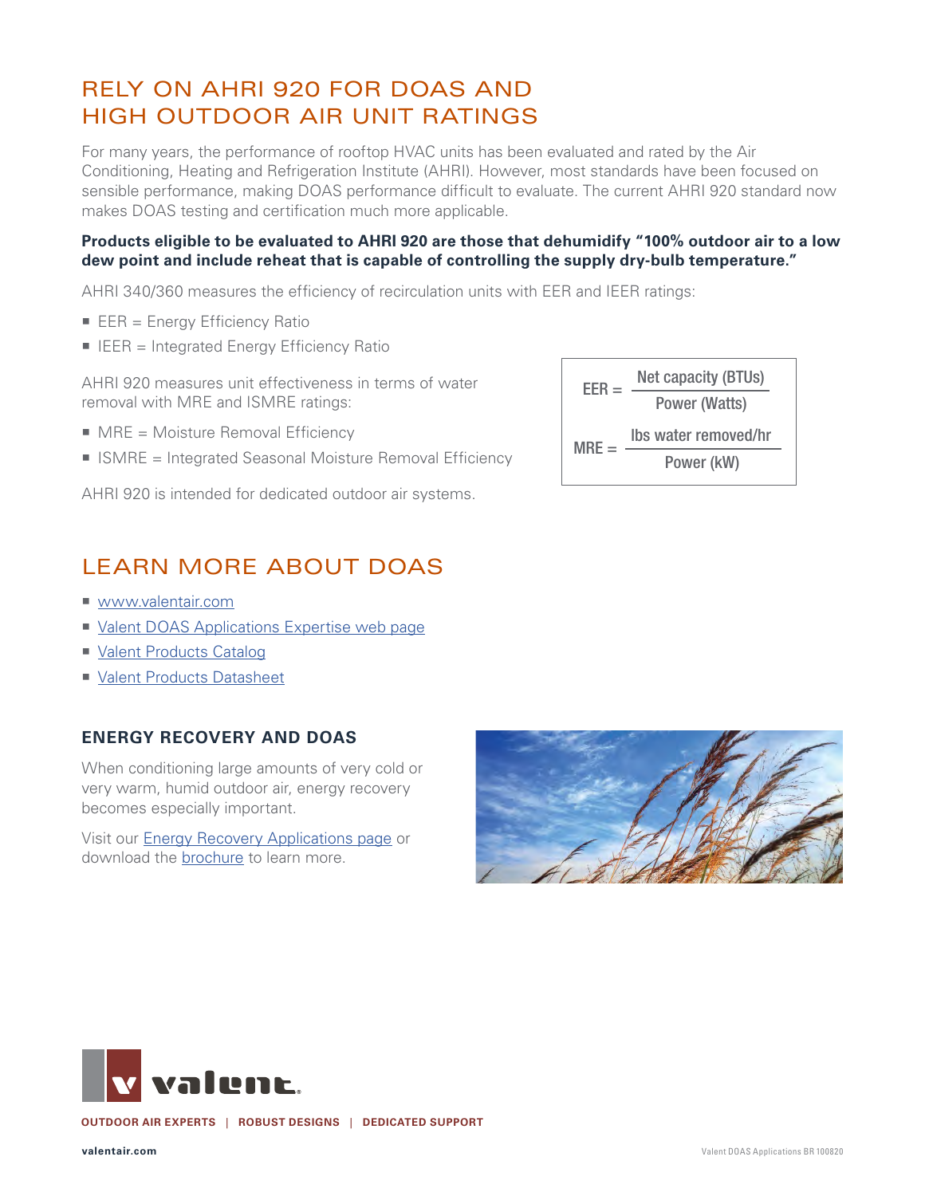# RELY ON AHRI 920 FOR DOAS AND HIGH OUTDOOR AIR UNIT RATINGS

For many years, the performance of rooftop HVAC units has been evaluated and rated by the Air Conditioning, Heating and Refrigeration Institute (AHRI). However, most standards have been focused on sensible performance, making DOAS performance difficult to evaluate. The current AHRI 920 standard now makes DOAS testing and certification much more applicable.

**Products eligible to be evaluated to AHRI 920 are those that dehumidify "100% outdoor air to a low dew point and include reheat that is capable of controlling the supply dry-bulb temperature."**

AHRI 340/360 measures the efficiency of recirculation units with EER and IEER ratings:

- EER = Energy Efficiency Ratio
- IEER = Integrated Energy Efficiency Ratio

AHRI 920 measures unit effectiveness in terms of water removal with MRE and ISMRE ratings:

- MRE = Moisture Removal Efficiency
- ISMRE = Integrated Seasonal Moisture Removal Efficiency

AHRI 920 is intended for dedicated outdoor air systems.

$$\text{EER} = \frac{\text{Net capacity (BTUs)}}{\text{Power (Watts)}}$$

$$\text{MRE} = \frac{\text{lbs water removed/hr}}{\text{Power (kW)}}$$

# LEARN MORE ABOUT DOAS

- www.valentair.com
- Valent DOAS Applications Expertise web page
- Valent Products Catalog
- Valent Products Datasheet

## ENERGY RECOVERY AND DOAS

When conditioning large amounts of very cold or very warm, humid outdoor air, energy recovery becomes especially important.

Visit our Energy Recovery Applications page or download the brochure to learn more.

valent

OUTDOOR AIR EXPERTS | ROBUST DESIGNS | DEDICATED SUPPORT

valentair.com

Valent DOAS Applications BR 100820